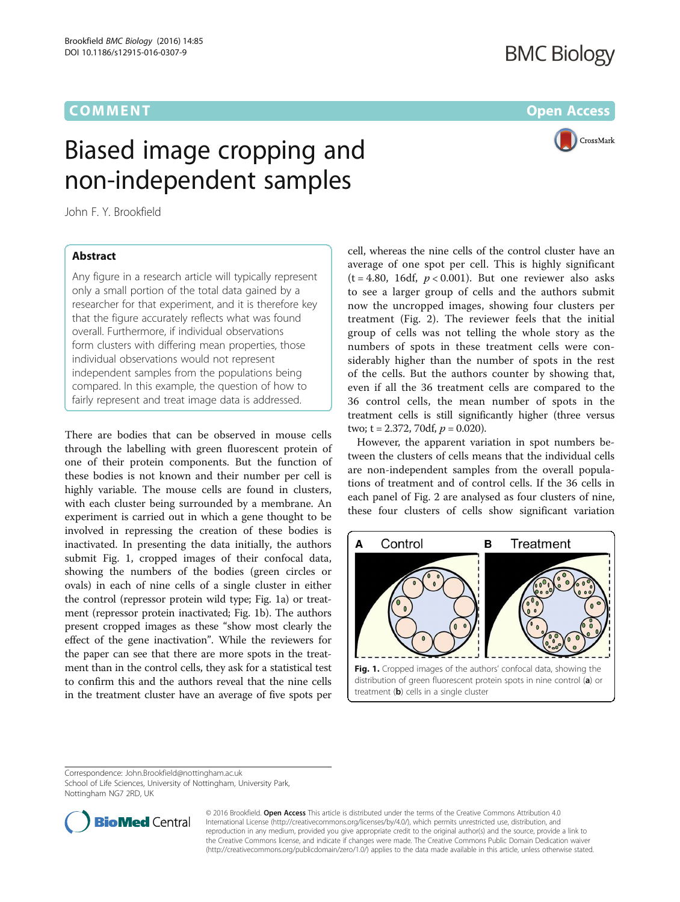COMMENT

Open Access

# Biased image cropping and non-independent samples

John F. Y. Brookfield

## Abstract

Any figure in a research article will typically represent only a small portion of the total data gained by a researcher for that experiment, and it is therefore key that the figure accurately reflects what was found overall. Furthermore, if individual observations form clusters with differing mean properties, those individual observations would not represent independent samples from the populations being compared. In this example, the question of how to fairly represent and treat image data is addressed.

There are bodies that can be observed in mouse cells through the labelling with green fluorescent protein of one of their protein components. But the function of these bodies is not known and their number per cell is highly variable. The mouse cells are found in clusters, with each cluster being surrounded by a membrane. An experiment is carried out in which a gene thought to be involved in repressing the creation of these bodies is inactivated. In presenting the data initially, the authors submit Fig. 1, cropped images of their confocal data, showing the numbers of the bodies (green circles or ovals) in each of nine cells of a single cluster in either the control (repressor protein wild type; Fig. 1a) or treatment (repressor protein inactivated; Fig. 1b). The authors present cropped images as these "show most clearly the effect of the gene inactivation". While the reviewers for the paper can see that there are more spots in the treatment than in the control cells, they ask for a statistical test to confirm this and the authors reveal that the nine cells in the treatment cluster have an average of five spots per cell, whereas the nine cells of the control cluster have an average of one spot per cell. This is highly significant ($t = 4.80$, 16df, $p < 0.001$). But one reviewer also asks to see a larger group of cells and the authors submit now the uncropped images, showing four clusters per treatment (Fig. 2). The reviewer feels that the initial group of cells was not telling the whole story as the numbers of spots in these treatment cells were considerably higher than the number of spots in the rest of the cells. But the authors counter by showing that, even if all the 36 treatment cells are compared to the 36 control cells, the mean number of spots in the treatment cells is still significantly higher (three versus two; $t = 2.372$, 70df, $p = 0.020$).

However, the apparent variation in spot numbers between the clusters of cells means that the individual cells are non-independent samples from the overall populations of treatment and of control cells. If the 36 cells in each panel of Fig. 2 are analysed as four clusters of nine, these four clusters of cells show significant variation

Fig. 1. Cropped images of the authors' confocal data, showing the distribution of green fluorescent protein spots in nine control (a) or treatment (b) cells in a single cluster

Correspondence: John.Brookfield@nottingham.ac.uk
School of Life Sciences, University of Nottingham, University Park, Nottingham NG7 2RD, UK

© 2016 Brookfield. Open Access This article is distributed under the terms of the Creative Commons Attribution 4.0 International License (http://creativecommons.org/licenses/by/4.0/), which permits unrestricted use, distribution, and reproduction in any medium, provided you give appropriate credit to the original author(s) and the source, provide a link to the Creative Commons license, and indicate if changes were made. The Creative Commons Public Domain Dedication waiver (http://creativecommons.org/publicdomain/zero/1.0/) applies to the data made available in this article, unless otherwise stated.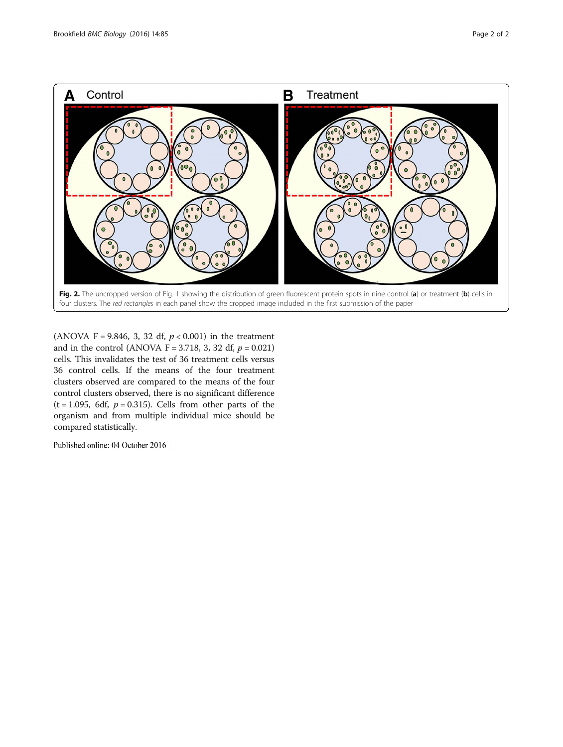A Control

B Treatment

**Fig. 2.** The uncropped version of Fig. 1 showing the distribution of green fluorescent protein spots in nine control (**a**) or treatment (**b**) cells in four clusters. The *red rectangles* in each panel show the cropped image included in the first submission of the paper

(ANOVA F = 9.846, 3, 32 df, $p < 0.001$) in the treatment and in the control (ANOVA F = 3.718, 3, 32 df, $p = 0.021$) cells. This invalidates the test of 36 treatment cells versus 36 control cells. If the means of the four treatment clusters observed are compared to the means of the four control clusters observed, there is no significant difference (t = 1.095, 6df, $p = 0.315$). Cells from other parts of the organism and from multiple individual mice should be compared statistically.

Published online: 04 October 2016